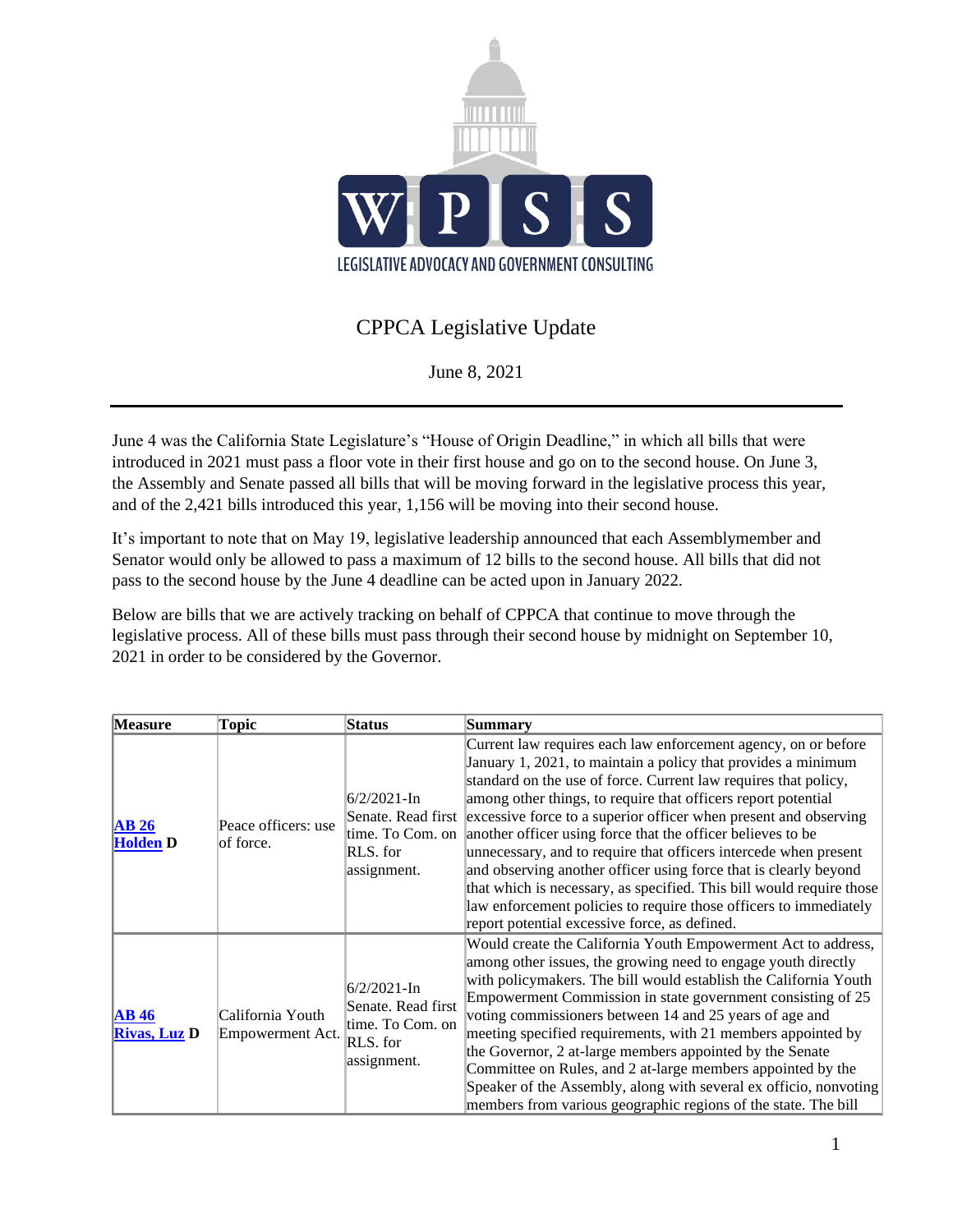WPSS

LEGISLATIVE ADVOCACY AND GOVERNMENT CONSULTING

# CPPCA Legislative Update

June 8, 2021

---

June 4 was the California State Legislature's "House of Origin Deadline," in which all bills that were introduced in 2021 must pass a floor vote in their first house and go on to the second house. On June 3, the Assembly and Senate passed all bills that will be moving forward in the legislative process this year, and of the 2,421 bills introduced this year, 1,156 will be moving into their second house.

It's important to note that on May 19, legislative leadership announced that each Assemblymember and Senator would only be allowed to pass a maximum of 12 bills to the second house. All bills that did not pass to the second house by the June 4 deadline can be acted upon in January 2022.

Below are bills that we are actively tracking on behalf of CPPCA that continue to move through the legislative process. All of these bills must pass through their second house by midnight on September 10, 2021 in order to be considered by the Governor.

| Measure | Topic | Status | Summary |
|---|---|---|---|
| **AB 26 Holden D** | Peace officers: use of force. | 6/2/2021-In Senate. Read first time. To Com. on RLS. for assignment. | Current law requires each law enforcement agency, on or before January 1, 2021, to maintain a policy that provides a minimum standard on the use of force. Current law requires that policy, among other things, to require that officers report potential excessive force to a superior officer when present and observing another officer using force that the officer believes to be unnecessary, and to require that officers intercede when present and observing another officer using force that is clearly beyond that which is necessary, as specified. This bill would require those law enforcement policies to require those officers to immediately report potential excessive force, as defined. |
| **AB 46 Rivas, Luz D** | California Youth Empowerment Act. | 6/2/2021-In Senate. Read first time. To Com. on RLS. for assignment. | Would create the California Youth Empowerment Act to address, among other issues, the growing need to engage youth directly with policymakers. The bill would establish the California Youth Empowerment Commission in state government consisting of 25 voting commissioners between 14 and 25 years of age and meeting specified requirements, with 21 members appointed by the Governor, 2 at-large members appointed by the Senate Committee on Rules, and 2 at-large members appointed by the Speaker of the Assembly, along with several ex officio, nonvoting members from various geographic regions of the state. The bill |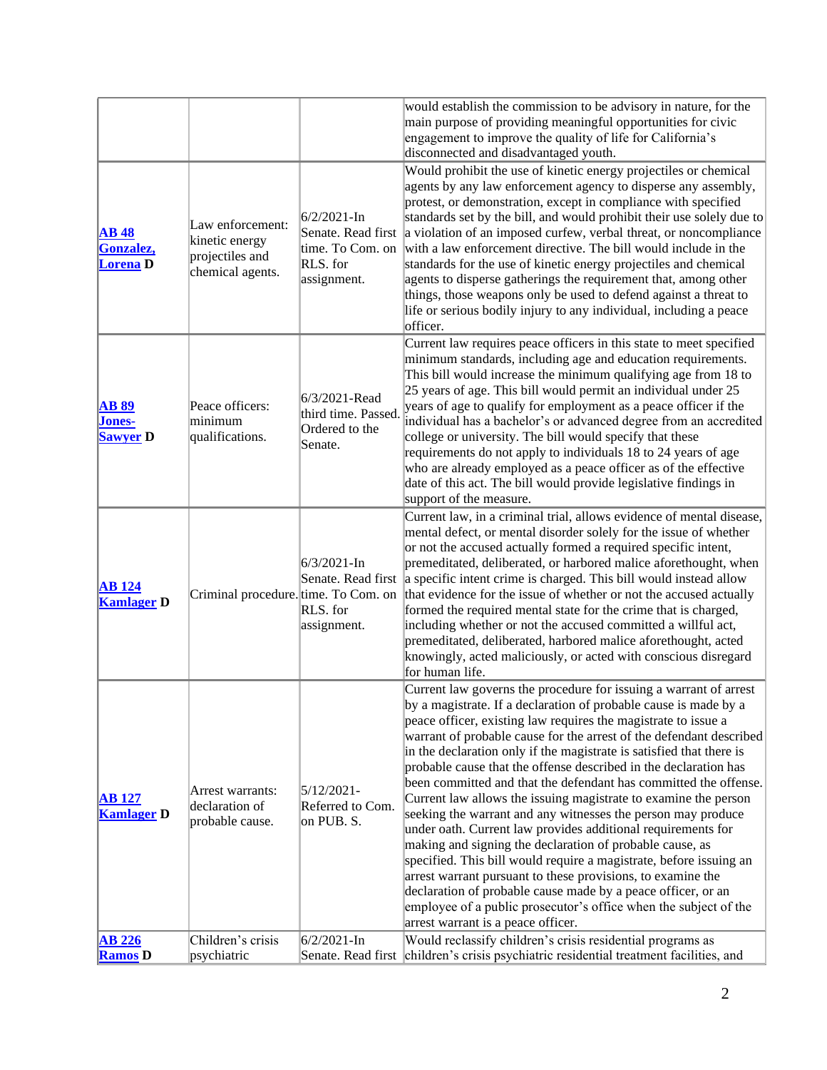| | | | |
|---|---|---|---|
| | | | would establish the commission to be advisory in nature, for the main purpose of providing meaningful opportunities for civic engagement to improve the quality of life for California's disconnected and disadvantaged youth. |
| **AB 48 Gonzalez, Lorena D** | Law enforcement: kinetic energy projectiles and chemical agents. | 6/2/2021-In Senate. Read first time. To Com. on RLS. for assignment. | Would prohibit the use of kinetic energy projectiles or chemical agents by any law enforcement agency to disperse any assembly, protest, or demonstration, except in compliance with specified standards set by the bill, and would prohibit their use solely due to a violation of an imposed curfew, verbal threat, or noncompliance with a law enforcement directive. The bill would include in the standards for the use of kinetic energy projectiles and chemical agents to disperse gatherings the requirement that, among other things, those weapons only be used to defend against a threat to life or serious bodily injury to any individual, including a peace officer. |
| **AB 89 Jones-Sawyer D** | Peace officers: minimum qualifications. | 6/3/2021-Read third time. Passed. Ordered to the Senate. | Current law requires peace officers in this state to meet specified minimum standards, including age and education requirements. This bill would increase the minimum qualifying age from 18 to 25 years of age. This bill would permit an individual under 25 years of age to qualify for employment as a peace officer if the individual has a bachelor's or advanced degree from an accredited college or university. The bill would specify that these requirements do not apply to individuals 18 to 24 years of age who are already employed as a peace officer as of the effective date of this act. The bill would provide legislative findings in support of the measure. |
| **AB 124 Kamlager D** | Criminal procedure. | 6/3/2021-In Senate. Read first time. To Com. on RLS. for assignment. | Current law, in a criminal trial, allows evidence of mental disease, mental defect, or mental disorder solely for the issue of whether or not the accused actually formed a required specific intent, premeditated, deliberated, or harbored malice aforethought, when a specific intent crime is charged. This bill would instead allow that evidence for the issue of whether or not the accused actually formed the required mental state for the crime that is charged, including whether or not the accused committed a willful act, premeditated, deliberated, harbored malice aforethought, acted knowingly, acted maliciously, or acted with conscious disregard for human life. |
| **AB 127 Kamlager D** | Arrest warrants: declaration of probable cause. | 5/12/2021-Referred to Com. on PUB. S. | Current law governs the procedure for issuing a warrant of arrest by a magistrate. If a declaration of probable cause is made by a peace officer, existing law requires the magistrate to issue a warrant of probable cause for the arrest of the defendant described in the declaration only if the magistrate is satisfied that there is probable cause that the offense described in the declaration has been committed and that the defendant has committed the offense. Current law allows the issuing magistrate to examine the person seeking the warrant and any witnesses the person may produce under oath. Current law provides additional requirements for making and signing the declaration of probable cause, as specified. This bill would require a magistrate, before issuing an arrest warrant pursuant to these provisions, to examine the declaration of probable cause made by a peace officer, or an employee of a public prosecutor's office when the subject of the arrest warrant is a peace officer. |
| **AB 226 Ramos D** | Children's crisis psychiatric | 6/2/2021-In Senate. Read first | Would reclassify children's crisis residential programs as children's crisis psychiatric residential treatment facilities, and |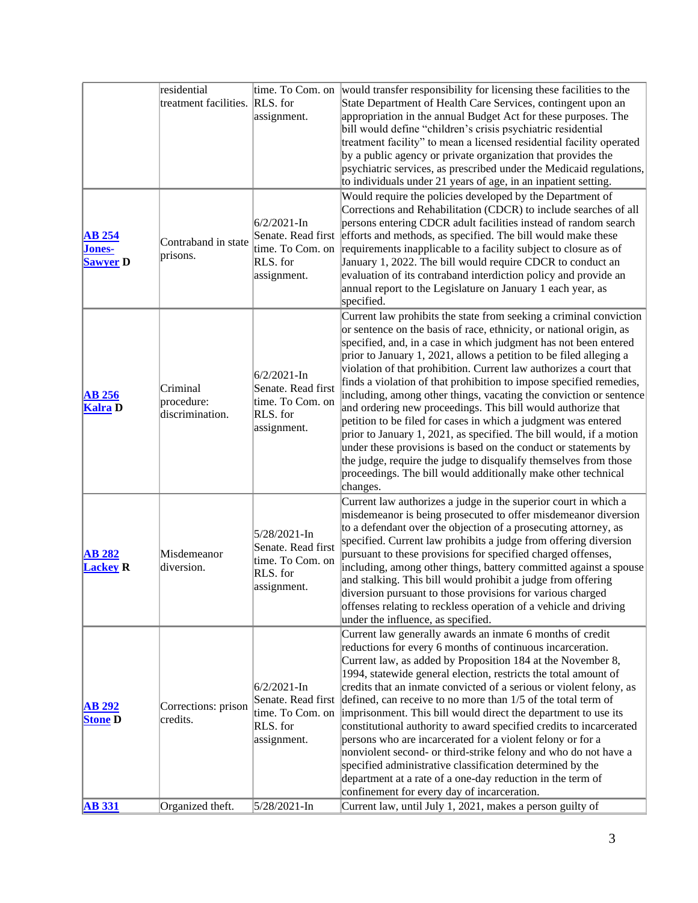| | | | |
|---|---|---|---|
| | residential treatment facilities. | time. To Com. on RLS. for assignment. | would transfer responsibility for licensing these facilities to the State Department of Health Care Services, contingent upon an appropriation in the annual Budget Act for these purposes. The bill would define "children's crisis psychiatric residential treatment facility" to mean a licensed residential facility operated by a public agency or private organization that provides the psychiatric services, as prescribed under the Medicaid regulations, to individuals under 21 years of age, in an inpatient setting. |
| **AB 254 Jones-Sawyer D** | Contraband in state prisons. | 6/2/2021-In Senate. Read first time. To Com. on RLS. for assignment. | Would require the policies developed by the Department of Corrections and Rehabilitation (CDCR) to include searches of all persons entering CDCR adult facilities instead of random search efforts and methods, as specified. The bill would make these requirements inapplicable to a facility subject to closure as of January 1, 2022. The bill would require CDCR to conduct an evaluation of its contraband interdiction policy and provide an annual report to the Legislature on January 1 each year, as specified. |
| **AB 256 Kalra D** | Criminal procedure: discrimination. | 6/2/2021-In Senate. Read first time. To Com. on RLS. for assignment. | Current law prohibits the state from seeking a criminal conviction or sentence on the basis of race, ethnicity, or national origin, as specified, and, in a case in which judgment has not been entered prior to January 1, 2021, allows a petition to be filed alleging a violation of that prohibition. Current law authorizes a court that finds a violation of that prohibition to impose specified remedies, including, among other things, vacating the conviction or sentence and ordering new proceedings. This bill would authorize that petition to be filed for cases in which a judgment was entered prior to January 1, 2021, as specified. The bill would, if a motion under these provisions is based on the conduct or statements by the judge, require the judge to disqualify themselves from those proceedings. The bill would additionally make other technical changes. |
| **AB 282 Lackey R** | Misdemeanor diversion. | 5/28/2021-In Senate. Read first time. To Com. on RLS. for assignment. | Current law authorizes a judge in the superior court in which a misdemeanor is being prosecuted to offer misdemeanor diversion to a defendant over the objection of a prosecuting attorney, as specified. Current law prohibits a judge from offering diversion pursuant to these provisions for specified charged offenses, including, among other things, battery committed against a spouse and stalking. This bill would prohibit a judge from offering diversion pursuant to those provisions for various charged offenses relating to reckless operation of a vehicle and driving under the influence, as specified. |
| **AB 292 Stone D** | Corrections: prison credits. | 6/2/2021-In Senate. Read first time. To Com. on RLS. for assignment. | Current law generally awards an inmate 6 months of credit reductions for every 6 months of continuous incarceration. Current law, as added by Proposition 184 at the November 8, 1994, statewide general election, restricts the total amount of credits that an inmate convicted of a serious or violent felony, as defined, can receive to no more than 1/5 of the total term of imprisonment. This bill would direct the department to use its constitutional authority to award specified credits to incarcerated persons who are incarcerated for a violent felony or for a nonviolent second- or third-strike felony and who do not have a specified administrative classification determined by the department at a rate of a one-day reduction in the term of confinement for every day of incarceration. |
| **AB 331** | Organized theft. | 5/28/2021-In | Current law, until July 1, 2021, makes a person guilty of |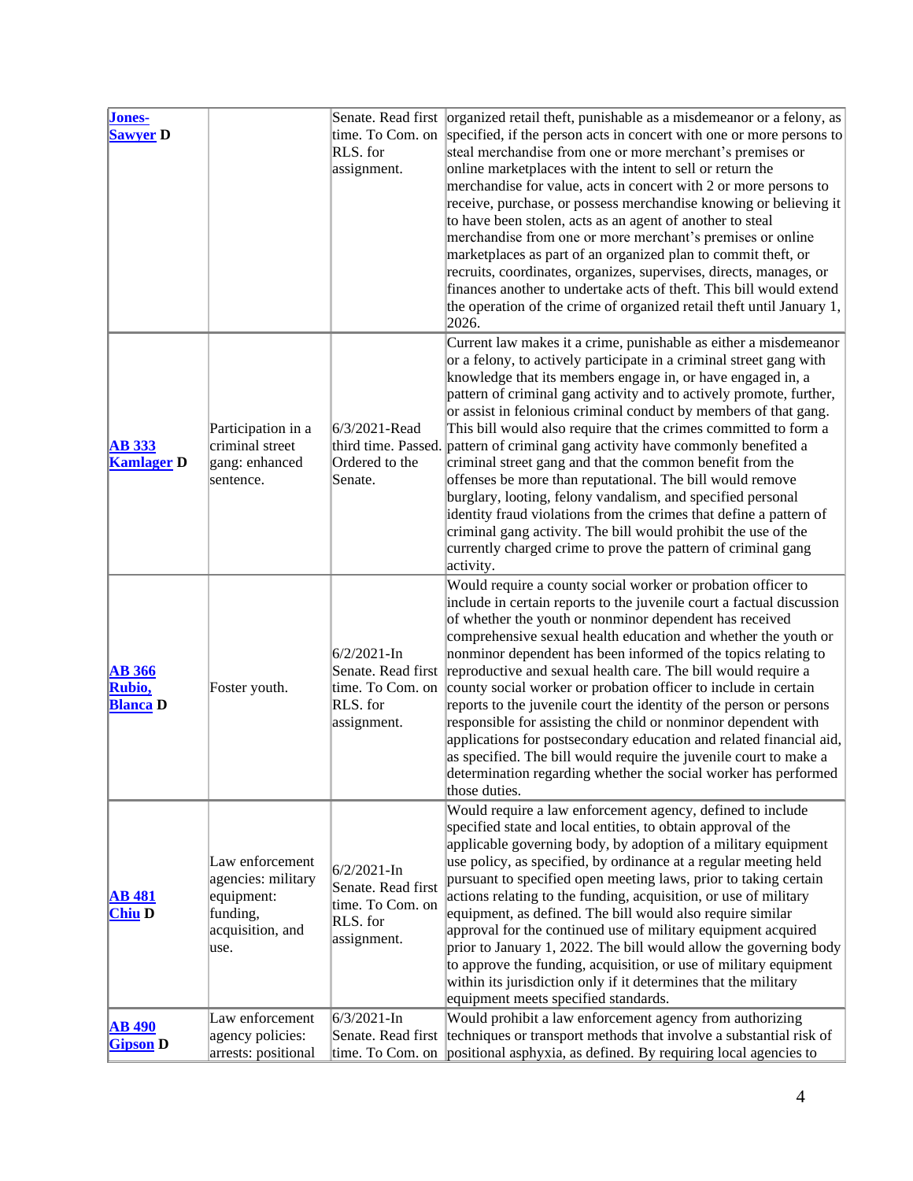| | | | |
|---|---|---|---|
| **Jones-Sawyer D** | | Senate. Read first time. To Com. on RLS. for assignment. | organized retail theft, punishable as a misdemeanor or a felony, as specified, if the person acts in concert with one or more persons to steal merchandise from one or more merchant's premises or online marketplaces with the intent to sell or return the merchandise for value, acts in concert with 2 or more persons to receive, purchase, or possess merchandise knowing or believing it to have been stolen, acts as an agent of another to steal merchandise from one or more merchant's premises or online marketplaces as part of an organized plan to commit theft, or recruits, coordinates, organizes, supervises, directs, manages, or finances another to undertake acts of theft. This bill would extend the operation of the crime of organized retail theft until January 1, 2026. |
| **AB 333 Kamlager D** | Participation in a criminal street gang: enhanced sentence. | 6/3/2021-Read third time. Passed. Ordered to the Senate. | Current law makes it a crime, punishable as either a misdemeanor or a felony, to actively participate in a criminal street gang with knowledge that its members engage in, or have engaged in, a pattern of criminal gang activity and to actively promote, further, or assist in felonious criminal conduct by members of that gang. This bill would also require that the crimes committed to form a pattern of criminal gang activity have commonly benefited a criminal street gang and that the common benefit from the offenses be more than reputational. The bill would remove burglary, looting, felony vandalism, and specified personal identity fraud violations from the crimes that define a pattern of criminal gang activity. The bill would prohibit the use of the currently charged crime to prove the pattern of criminal gang activity. |
| **AB 366 Rubio, Blanca D** | Foster youth. | 6/2/2021-In Senate. Read first time. To Com. on RLS. for assignment. | Would require a county social worker or probation officer to include in certain reports to the juvenile court a factual discussion of whether the youth or nonminor dependent has received comprehensive sexual health education and whether the youth or nonminor dependent has been informed of the topics relating to reproductive and sexual health care. The bill would require a county social worker or probation officer to include in certain reports to the juvenile court the identity of the person or persons responsible for assisting the child or nonminor dependent with applications for postsecondary education and related financial aid, as specified. The bill would require the juvenile court to make a determination regarding whether the social worker has performed those duties. |
| **AB 481 Chiu D** | Law enforcement agencies: military equipment: funding, acquisition, and use. | 6/2/2021-In Senate. Read first time. To Com. on RLS. for assignment. | Would require a law enforcement agency, defined to include specified state and local entities, to obtain approval of the applicable governing body, by adoption of a military equipment use policy, as specified, by ordinance at a regular meeting held pursuant to specified open meeting laws, prior to taking certain actions relating to the funding, acquisition, or use of military equipment, as defined. The bill would also require similar approval for the continued use of military equipment acquired prior to January 1, 2022. The bill would allow the governing body to approve the funding, acquisition, or use of military equipment within its jurisdiction only if it determines that the military equipment meets specified standards. |
| **AB 490 Gipson D** | Law enforcement agency policies: arrests: positional | 6/3/2021-In Senate. Read first time. To Com. on | Would prohibit a law enforcement agency from authorizing techniques or transport methods that involve a substantial risk of positional asphyxia, as defined. By requiring local agencies to |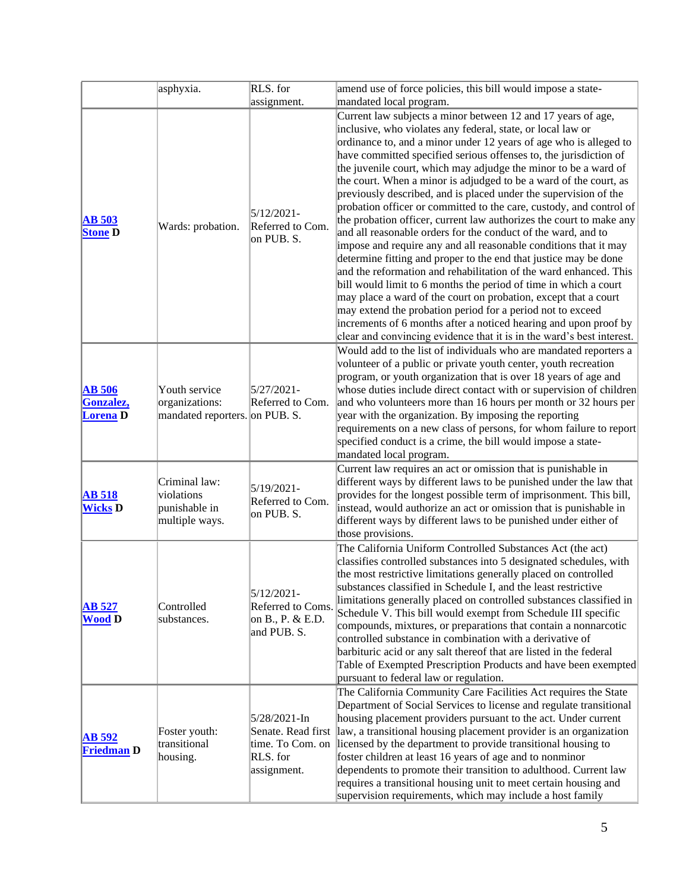| | | | |
|---|---|---|---|
| | asphyxia. | RLS. for assignment. | amend use of force policies, this bill would impose a state-mandated local program. |
| **AB 503 Stone D** | Wards: probation. | 5/12/2021-Referred to Com. on PUB. S. | Current law subjects a minor between 12 and 17 years of age, inclusive, who violates any federal, state, or local law or ordinance to, and a minor under 12 years of age who is alleged to have committed specified serious offenses to, the jurisdiction of the juvenile court, which may adjudge the minor to be a ward of the court. When a minor is adjudged to be a ward of the court, as previously described, and is placed under the supervision of the probation officer or committed to the care, custody, and control of the probation officer, current law authorizes the court to make any and all reasonable orders for the conduct of the ward, and to impose and require any and all reasonable conditions that it may determine fitting and proper to the end that justice may be done and the reformation and rehabilitation of the ward enhanced. This bill would limit to 6 months the period of time in which a court may place a ward of the court on probation, except that a court may extend the probation period for a period not to exceed increments of 6 months after a noticed hearing and upon proof by clear and convincing evidence that it is in the ward's best interest. |
| **AB 506 Gonzalez, Lorena D** | Youth service organizations: mandated reporters. | 5/27/2021-Referred to Com. on PUB. S. | Would add to the list of individuals who are mandated reporters a volunteer of a public or private youth center, youth recreation program, or youth organization that is over 18 years of age and whose duties include direct contact with or supervision of children and who volunteers more than 16 hours per month or 32 hours per year with the organization. By imposing the reporting requirements on a new class of persons, for whom failure to report specified conduct is a crime, the bill would impose a state-mandated local program. |
| **AB 518 Wicks D** | Criminal law: violations punishable in multiple ways. | 5/19/2021-Referred to Com. on PUB. S. | Current law requires an act or omission that is punishable in different ways by different laws to be punished under the law that provides for the longest possible term of imprisonment. This bill, instead, would authorize an act or omission that is punishable in different ways by different laws to be punished under either of those provisions. |
| **AB 527 Wood D** | Controlled substances. | 5/12/2021-Referred to Coms. on B., P. & E.D. and PUB. S. | The California Uniform Controlled Substances Act (the act) classifies controlled substances into 5 designated schedules, with the most restrictive limitations generally placed on controlled substances classified in Schedule I, and the least restrictive limitations generally placed on controlled substances classified in Schedule V. This bill would exempt from Schedule III specific compounds, mixtures, or preparations that contain a nonnarcotic controlled substance in combination with a derivative of barbituric acid or any salt thereof that are listed in the federal Table of Exempted Prescription Products and have been exempted pursuant to federal law or regulation. |
| **AB 592 Friedman D** | Foster youth: transitional housing. | 5/28/2021-In Senate. Read first time. To Com. on RLS. for assignment. | The California Community Care Facilities Act requires the State Department of Social Services to license and regulate transitional housing placement providers pursuant to the act. Under current law, a transitional housing placement provider is an organization licensed by the department to provide transitional housing to foster children at least 16 years of age and to nonminor dependents to promote their transition to adulthood. Current law requires a transitional housing unit to meet certain housing and supervision requirements, which may include a host family |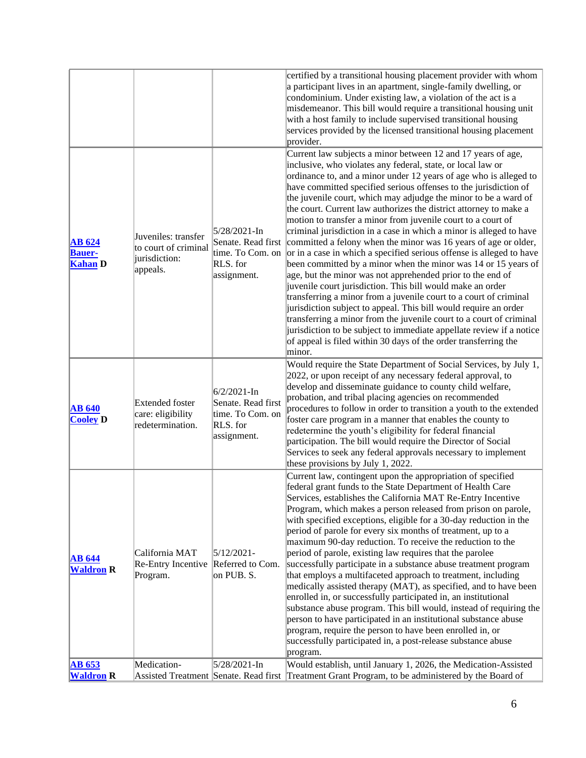| | | | |
|---|---|---|---|
| | | | certified by a transitional housing placement provider with whom a participant lives in an apartment, single-family dwelling, or condominium. Under existing law, a violation of the act is a misdemeanor. This bill would require a transitional housing unit with a host family to include supervised transitional housing services provided by the licensed transitional housing placement provider. |
| **AB 624 Bauer-Kahan D** | Juveniles: transfer to court of criminal jurisdiction: appeals. | 5/28/2021-In Senate. Read first time. To Com. on RLS. for assignment. | Current law subjects a minor between 12 and 17 years of age, inclusive, who violates any federal, state, or local law or ordinance to, and a minor under 12 years of age who is alleged to have committed specified serious offenses to the jurisdiction of the juvenile court, which may adjudge the minor to be a ward of the court. Current law authorizes the district attorney to make a motion to transfer a minor from juvenile court to a court of criminal jurisdiction in a case in which a minor is alleged to have committed a felony when the minor was 16 years of age or older, or in a case in which a specified serious offense is alleged to have been committed by a minor when the minor was 14 or 15 years of age, but the minor was not apprehended prior to the end of juvenile court jurisdiction. This bill would make an order transferring a minor from a juvenile court to a court of criminal jurisdiction subject to appeal. This bill would require an order transferring a minor from the juvenile court to a court of criminal jurisdiction to be subject to immediate appellate review if a notice of appeal is filed within 30 days of the order transferring the minor. |
| **AB 640 Cooley D** | Extended foster care: eligibility redetermination. | 6/2/2021-In Senate. Read first time. To Com. on RLS. for assignment. | Would require the State Department of Social Services, by July 1, 2022, or upon receipt of any necessary federal approval, to develop and disseminate guidance to county child welfare, probation, and tribal placing agencies on recommended procedures to follow in order to transition a youth to the extended foster care program in a manner that enables the county to redetermine the youth's eligibility for federal financial participation. The bill would require the Director of Social Services to seek any federal approvals necessary to implement these provisions by July 1, 2022. |
| **AB 644 Waldron R** | California MAT Re-Entry Incentive Program. | 5/12/2021-Referred to Com. on PUB. S. | Current law, contingent upon the appropriation of specified federal grant funds to the State Department of Health Care Services, establishes the California MAT Re-Entry Incentive Program, which makes a person released from prison on parole, with specified exceptions, eligible for a 30-day reduction in the period of parole for every six months of treatment, up to a maximum 90-day reduction. To receive the reduction to the period of parole, existing law requires that the parolee successfully participate in a substance abuse treatment program that employs a multifaceted approach to treatment, including medically assisted therapy (MAT), as specified, and to have been enrolled in, or successfully participated in, an institutional substance abuse program. This bill would, instead of requiring the person to have participated in an institutional substance abuse program, require the person to have been enrolled in, or successfully participated in, a post-release substance abuse program. |
| **AB 653 Waldron R** | Medication-Assisted Treatment | 5/28/2021-In Senate. Read first | Would establish, until January 1, 2026, the Medication-Assisted Treatment Grant Program, to be administered by the Board of |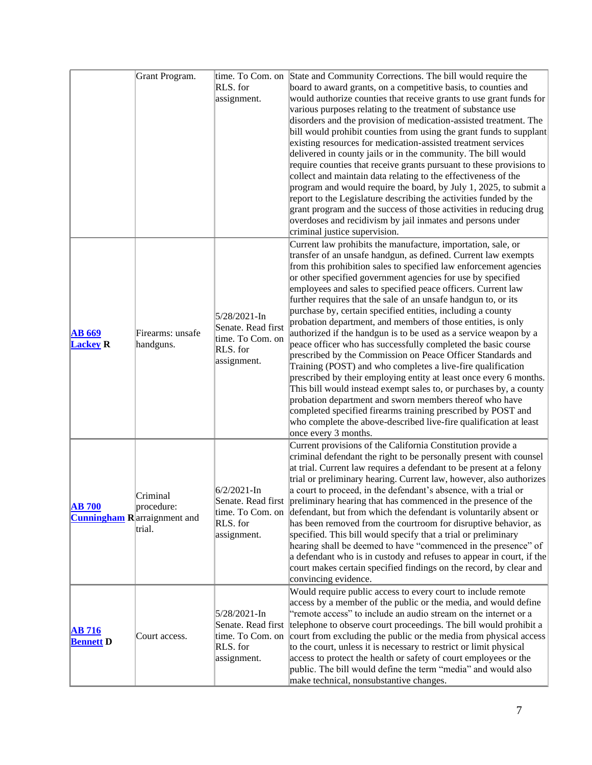| | | | |
|---|---|---|---|
| | Grant Program. | time. To Com. on RLS. for assignment. | State and Community Corrections. The bill would require the board to award grants, on a competitive basis, to counties and would authorize counties that receive grants to use grant funds for various purposes relating to the treatment of substance use disorders and the provision of medication-assisted treatment. The bill would prohibit counties from using the grant funds to supplant existing resources for medication-assisted treatment services delivered in county jails or in the community. The bill would require counties that receive grants pursuant to these provisions to collect and maintain data relating to the effectiveness of the program and would require the board, by July 1, 2025, to submit a report to the Legislature describing the activities funded by the grant program and the success of those activities in reducing drug overdoses and recidivism by jail inmates and persons under criminal justice supervision. |
| **AB 669** **Lackey R** | Firearms: unsafe handguns. | 5/28/2021-In Senate. Read first time. To Com. on RLS. for assignment. | Current law prohibits the manufacture, importation, sale, or transfer of an unsafe handgun, as defined. Current law exempts from this prohibition sales to specified law enforcement agencies or other specified government agencies for use by specified employees and sales to specified peace officers. Current law further requires that the sale of an unsafe handgun to, or its purchase by, certain specified entities, including a county probation department, and members of those entities, is only authorized if the handgun is to be used as a service weapon by a peace officer who has successfully completed the basic course prescribed by the Commission on Peace Officer Standards and Training (POST) and who completes a live-fire qualification prescribed by their employing entity at least once every 6 months. This bill would instead exempt sales to, or purchases by, a county probation department and sworn members thereof who have completed specified firearms training prescribed by POST and who complete the above-described live-fire qualification at least once every 3 months. |
| **AB 700** **Cunningham R** | Criminal procedure: arraignment and trial. | 6/2/2021-In Senate. Read first time. To Com. on RLS. for assignment. | Current provisions of the California Constitution provide a criminal defendant the right to be personally present with counsel at trial. Current law requires a defendant to be present at a felony trial or preliminary hearing. Current law, however, also authorizes a court to proceed, in the defendant's absence, with a trial or preliminary hearing that has commenced in the presence of the defendant, but from which the defendant is voluntarily absent or has been removed from the courtroom for disruptive behavior, as specified. This bill would specify that a trial or preliminary hearing shall be deemed to have "commenced in the presence" of a defendant who is in custody and refuses to appear in court, if the court makes certain specified findings on the record, by clear and convincing evidence. |
| **AB 716** **Bennett D** | Court access. | 5/28/2021-In Senate. Read first time. To Com. on RLS. for assignment. | Would require public access to every court to include remote access by a member of the public or the media, and would define "remote access" to include an audio stream on the internet or a telephone to observe court proceedings. The bill would prohibit a court from excluding the public or the media from physical access to the court, unless it is necessary to restrict or limit physical access to protect the health or safety of court employees or the public. The bill would define the term "media" and would also make technical, nonsubstantive changes. |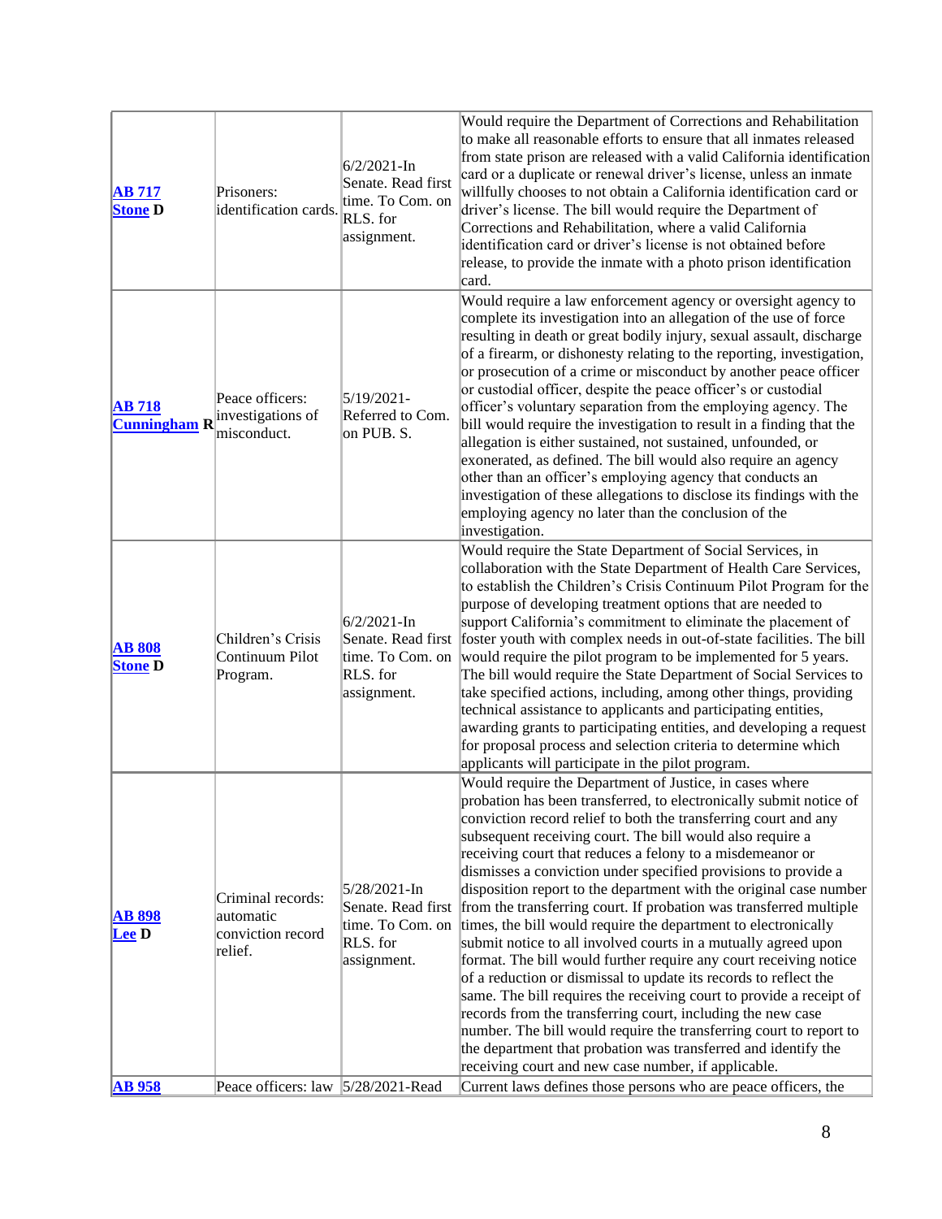| | | | |
|---|---|---|---|
| **AB 717** **Stone D** | Prisoners: identification cards. | 6/2/2021-In Senate. Read first time. To Com. on RLS. for assignment. | Would require the Department of Corrections and Rehabilitation to make all reasonable efforts to ensure that all inmates released from state prison are released with a valid California identification card or a duplicate or renewal driver's license, unless an inmate willfully chooses to not obtain a California identification card or driver's license. The bill would require the Department of Corrections and Rehabilitation, where a valid California identification card or driver's license is not obtained before release, to provide the inmate with a photo prison identification card. |
| **AB 718** **Cunningham R** | Peace officers: investigations of misconduct. | 5/19/2021-Referred to Com. on PUB. S. | Would require a law enforcement agency or oversight agency to complete its investigation into an allegation of the use of force resulting in death or great bodily injury, sexual assault, discharge of a firearm, or dishonesty relating to the reporting, investigation, or prosecution of a crime or misconduct by another peace officer or custodial officer, despite the peace officer's or custodial officer's voluntary separation from the employing agency. The bill would require the investigation to result in a finding that the allegation is either sustained, not sustained, unfounded, or exonerated, as defined. The bill would also require an agency other than an officer's employing agency that conducts an investigation of these allegations to disclose its findings with the employing agency no later than the conclusion of the investigation. |
| **AB 808** **Stone D** | Children's Crisis Continuum Pilot Program. | 6/2/2021-In Senate. Read first time. To Com. on RLS. for assignment. | Would require the State Department of Social Services, in collaboration with the State Department of Health Care Services, to establish the Children's Crisis Continuum Pilot Program for the purpose of developing treatment options that are needed to support California's commitment to eliminate the placement of foster youth with complex needs in out-of-state facilities. The bill would require the pilot program to be implemented for 5 years. The bill would require the State Department of Social Services to take specified actions, including, among other things, providing technical assistance to applicants and participating entities, awarding grants to participating entities, and developing a request for proposal process and selection criteria to determine which applicants will participate in the pilot program. |
| **AB 898** **Lee D** | Criminal records: automatic conviction record relief. | 5/28/2021-In Senate. Read first time. To Com. on RLS. for assignment. | Would require the Department of Justice, in cases where probation has been transferred, to electronically submit notice of conviction record relief to both the transferring court and any subsequent receiving court. The bill would also require a receiving court that reduces a felony to a misdemeanor or dismisses a conviction under specified provisions to provide a disposition report to the department with the original case number from the transferring court. If probation was transferred multiple times, the bill would require the department to electronically submit notice to all involved courts in a mutually agreed upon format. The bill would further require any court receiving notice of a reduction or dismissal to update its records to reflect the same. The bill requires the receiving court to provide a receipt of records from the transferring court, including the new case number. The bill would require the transferring court to report to the department that probation was transferred and identify the receiving court and new case number, if applicable. |
| **AB 958** | Peace officers: law | 5/28/2021-Read | Current laws defines those persons who are peace officers, the |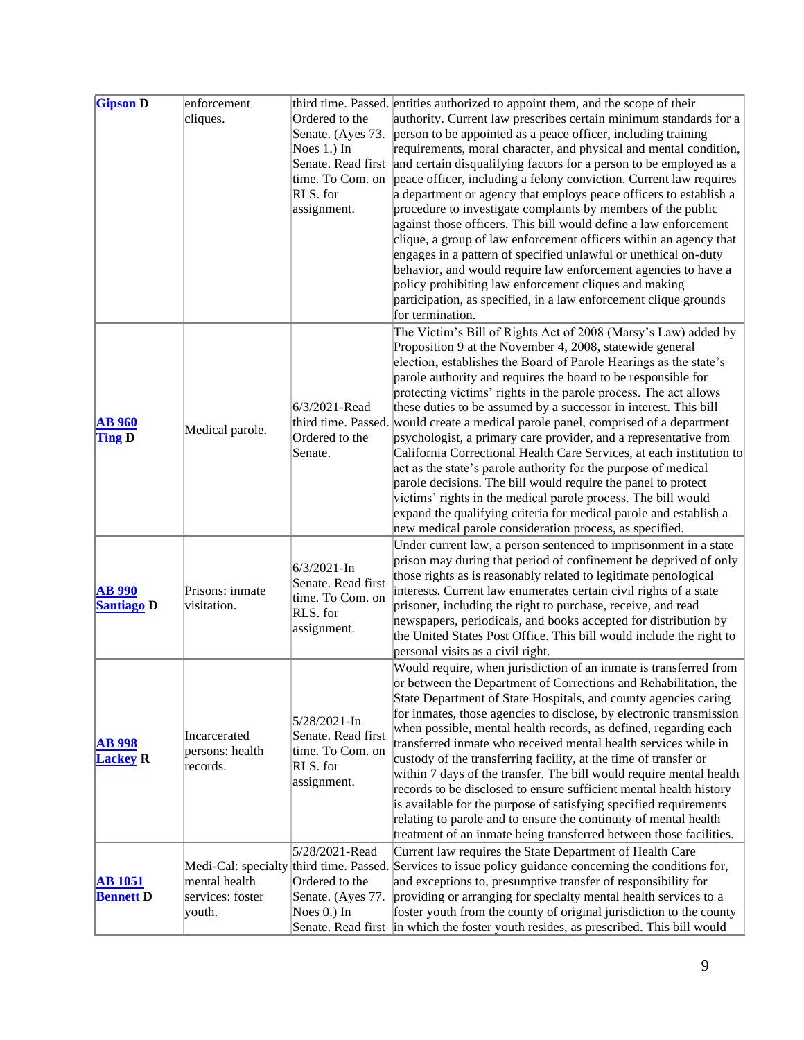| | | | |
|---|---|---|---|
| **[Gipson](#) D** | enforcement cliques. | third time. Passed. Ordered to the Senate. (Ayes 73. Noes 1.) In Senate. Read first time. To Com. on RLS. for assignment. | entities authorized to appoint them, and the scope of their authority. Current law prescribes certain minimum standards for a person to be appointed as a peace officer, including training requirements, moral character, and physical and mental condition, and certain disqualifying factors for a person to be employed as a peace officer, including a felony conviction. Current law requires a department or agency that employs peace officers to establish a procedure to investigate complaints by members of the public against those officers. This bill would define a law enforcement clique, a group of law enforcement officers within an agency that engages in a pattern of specified unlawful or unethical on-duty behavior, and would require law enforcement agencies to have a policy prohibiting law enforcement cliques and making participation, as specified, in a law enforcement clique grounds for termination. |
| **[AB 960](#) [Ting](#) D** | Medical parole. | 6/3/2021-Read third time. Passed. Ordered to the Senate. | The Victim's Bill of Rights Act of 2008 (Marsy's Law) added by Proposition 9 at the November 4, 2008, statewide general election, establishes the Board of Parole Hearings as the state's parole authority and requires the board to be responsible for protecting victims' rights in the parole process. The act allows these duties to be assumed by a successor in interest. This bill would create a medical parole panel, comprised of a department psychologist, a primary care provider, and a representative from California Correctional Health Care Services, at each institution to act as the state's parole authority for the purpose of medical parole decisions. The bill would require the panel to protect victims' rights in the medical parole process. The bill would expand the qualifying criteria for medical parole and establish a new medical parole consideration process, as specified. |
| **[AB 990](#) [Santiago](#) D** | Prisons: inmate visitation. | 6/3/2021-In Senate. Read first time. To Com. on RLS. for assignment. | Under current law, a person sentenced to imprisonment in a state prison may during that period of confinement be deprived of only those rights as is reasonably related to legitimate penological interests. Current law enumerates certain civil rights of a state prisoner, including the right to purchase, receive, and read newspapers, periodicals, and books accepted for distribution by the United States Post Office. This bill would include the right to personal visits as a civil right. |
| **[AB 998](#) [Lackey](#) R** | Incarcerated persons: health records. | 5/28/2021-In Senate. Read first time. To Com. on RLS. for assignment. | Would require, when jurisdiction of an inmate is transferred from or between the Department of Corrections and Rehabilitation, the State Department of State Hospitals, and county agencies caring for inmates, those agencies to disclose, by electronic transmission when possible, mental health records, as defined, regarding each transferred inmate who received mental health services while in custody of the transferring facility, at the time of transfer or within 7 days of the transfer. The bill would require mental health records to be disclosed to ensure sufficient mental health history is available for the purpose of satisfying specified requirements relating to parole and to ensure the continuity of mental health treatment of an inmate being transferred between those facilities. |
| **[AB 1051](#) [Bennett](#) D** | Medi-Cal: specialty mental health services: foster youth. | 5/28/2021-Read third time. Passed. Ordered to the Senate. (Ayes 77. Noes 0.) In Senate. Read first | Current law requires the State Department of Health Care Services to issue policy guidance concerning the conditions for, and exceptions to, presumptive transfer of responsibility for providing or arranging for specialty mental health services to a foster youth from the county of original jurisdiction to the county in which the foster youth resides, as prescribed. This bill would |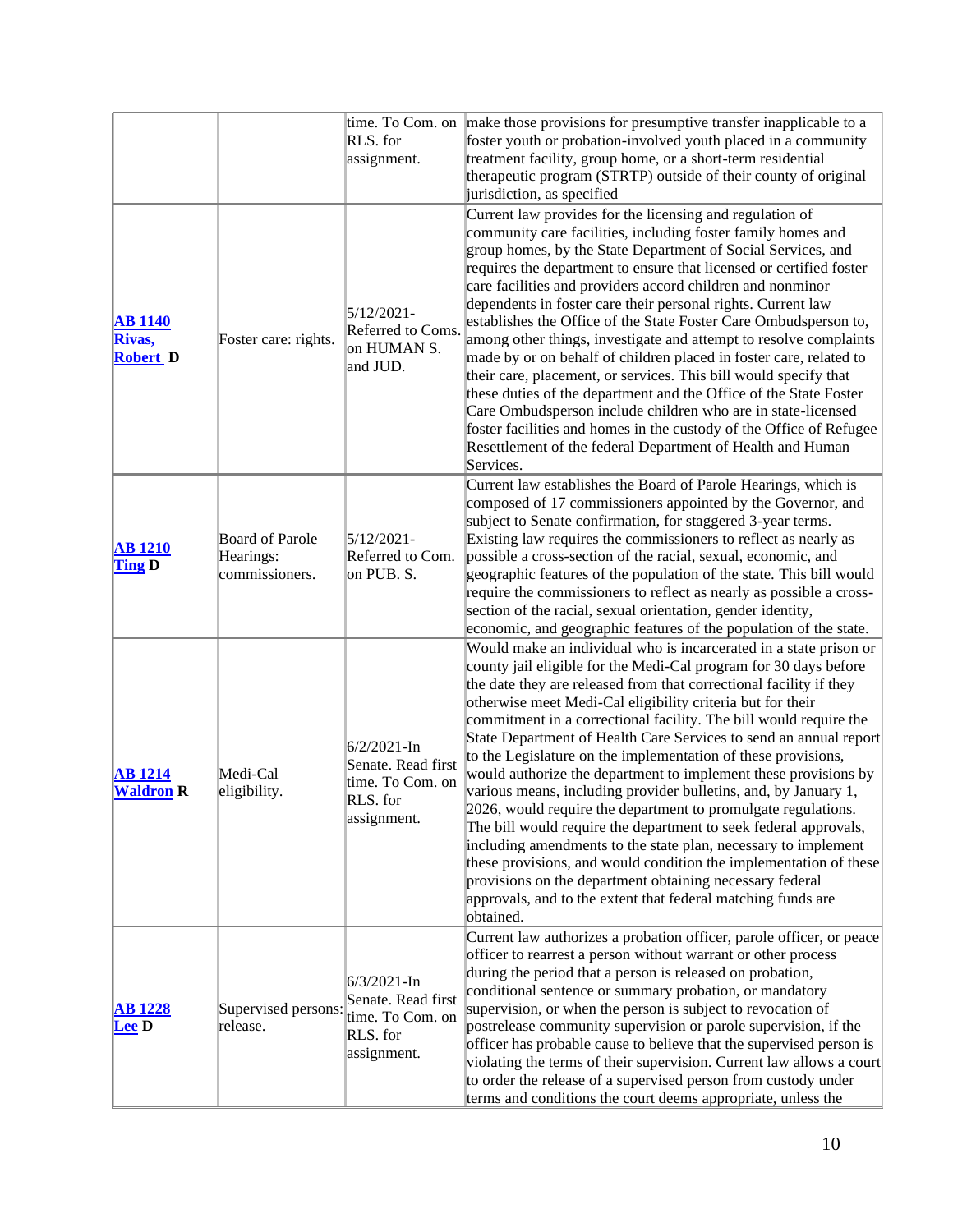| | | | |
|---|---|---|---|
| | | time. To Com. on RLS. for assignment. | make those provisions for presumptive transfer inapplicable to a foster youth or probation-involved youth placed in a community treatment facility, group home, or a short-term residential therapeutic program (STRTP) outside of their county of original jurisdiction, as specified |
| **AB 1140 Rivas, Robert D** | Foster care: rights. | 5/12/2021-Referred to Coms. on HUMAN S. and JUD. | Current law provides for the licensing and regulation of community care facilities, including foster family homes and group homes, by the State Department of Social Services, and requires the department to ensure that licensed or certified foster care facilities and providers accord children and nonminor dependents in foster care their personal rights. Current law establishes the Office of the State Foster Care Ombudsperson to, among other things, investigate and attempt to resolve complaints made by or on behalf of children placed in foster care, related to their care, placement, or services. This bill would specify that these duties of the department and the Office of the State Foster Care Ombudsperson include children who are in state-licensed foster facilities and homes in the custody of the Office of Refugee Resettlement of the federal Department of Health and Human Services. |
| **AB 1210 Ting D** | Board of Parole Hearings: commissioners. | 5/12/2021-Referred to Com. on PUB. S. | Current law establishes the Board of Parole Hearings, which is composed of 17 commissioners appointed by the Governor, and subject to Senate confirmation, for staggered 3-year terms. Existing law requires the commissioners to reflect as nearly as possible a cross-section of the racial, sexual, economic, and geographic features of the population of the state. This bill would require the commissioners to reflect as nearly as possible a cross-section of the racial, sexual orientation, gender identity, economic, and geographic features of the population of the state. |
| **AB 1214 Waldron R** | Medi-Cal eligibility. | 6/2/2021-In Senate. Read first time. To Com. on RLS. for assignment. | Would make an individual who is incarcerated in a state prison or county jail eligible for the Medi-Cal program for 30 days before the date they are released from that correctional facility if they otherwise meet Medi-Cal eligibility criteria but for their commitment in a correctional facility. The bill would require the State Department of Health Care Services to send an annual report to the Legislature on the implementation of these provisions, would authorize the department to implement these provisions by various means, including provider bulletins, and, by January 1, 2026, would require the department to promulgate regulations. The bill would require the department to seek federal approvals, including amendments to the state plan, necessary to implement these provisions, and would condition the implementation of these provisions on the department obtaining necessary federal approvals, and to the extent that federal matching funds are obtained. |
| **AB 1228 Lee D** | Supervised persons: release. | 6/3/2021-In Senate. Read first time. To Com. on RLS. for assignment. | Current law authorizes a probation officer, parole officer, or peace officer to rearrest a person without warrant or other process during the period that a person is released on probation, conditional sentence or summary probation, or mandatory supervision, or when the person is subject to revocation of postrelease community supervision or parole supervision, if the officer has probable cause to believe that the supervised person is violating the terms of their supervision. Current law allows a court to order the release of a supervised person from custody under terms and conditions the court deems appropriate, unless the |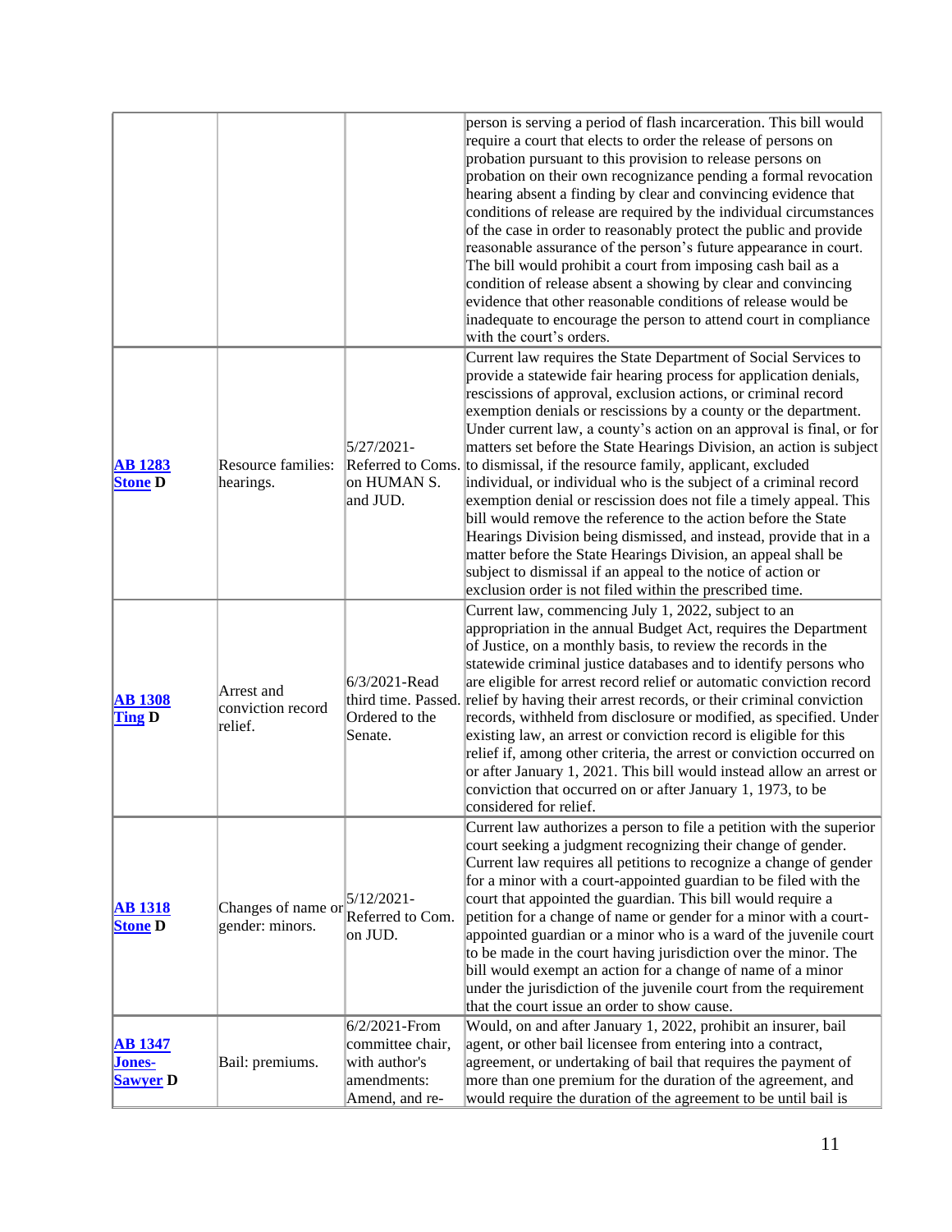| | | | |
|---|---|---|---|
| | | | person is serving a period of flash incarceration. This bill would require a court that elects to order the release of persons on probation pursuant to this provision to release persons on probation on their own recognizance pending a formal revocation hearing absent a finding by clear and convincing evidence that conditions of release are required by the individual circumstances of the case in order to reasonably protect the public and provide reasonable assurance of the person's future appearance in court. The bill would prohibit a court from imposing cash bail as a condition of release absent a showing by clear and convincing evidence that other reasonable conditions of release would be inadequate to encourage the person to attend court in compliance with the court's orders. |
| **AB 1283** **Stone D** | Resource families: hearings. | 5/27/2021- Referred to Coms. on HUMAN S. and JUD. | Current law requires the State Department of Social Services to provide a statewide fair hearing process for application denials, rescissions of approval, exclusion actions, or criminal record exemption denials or rescissions by a county or the department. Under current law, a county's action on an approval is final, or for matters set before the State Hearings Division, an action is subject to dismissal, if the resource family, applicant, excluded individual, or individual who is the subject of a criminal record exemption denial or rescission does not file a timely appeal. This bill would remove the reference to the action before the State Hearings Division being dismissed, and instead, provide that in a matter before the State Hearings Division, an appeal shall be subject to dismissal if an appeal to the notice of action or exclusion order is not filed within the prescribed time. |
| **AB 1308** **Ting D** | Arrest and conviction record relief. | 6/3/2021-Read third time. Passed. Ordered to the Senate. | Current law, commencing July 1, 2022, subject to an appropriation in the annual Budget Act, requires the Department of Justice, on a monthly basis, to review the records in the statewide criminal justice databases and to identify persons who are eligible for arrest record relief or automatic conviction record relief by having their arrest records, or their criminal conviction records, withheld from disclosure or modified, as specified. Under existing law, an arrest or conviction record is eligible for this relief if, among other criteria, the arrest or conviction occurred on or after January 1, 2021. This bill would instead allow an arrest or conviction that occurred on or after January 1, 1973, to be considered for relief. |
| **AB 1318** **Stone D** | Changes of name or gender: minors. | 5/12/2021- Referred to Com. on JUD. | Current law authorizes a person to file a petition with the superior court seeking a judgment recognizing their change of gender. Current law requires all petitions to recognize a change of gender for a minor with a court-appointed guardian to be filed with the court that appointed the guardian. This bill would require a petition for a change of name or gender for a minor with a court-appointed guardian or a minor who is a ward of the juvenile court to be made in the court having jurisdiction over the minor. The bill would exempt an action for a change of name of a minor under the jurisdiction of the juvenile court from the requirement that the court issue an order to show cause. |
| **AB 1347** **Jones-Sawyer D** | Bail: premiums. | 6/2/2021-From committee chair, with author's amendments: Amend, and re- | Would, on and after January 1, 2022, prohibit an insurer, bail agent, or other bail licensee from entering into a contract, agreement, or undertaking of bail that requires the payment of more than one premium for the duration of the agreement, and would require the duration of the agreement to be until bail is |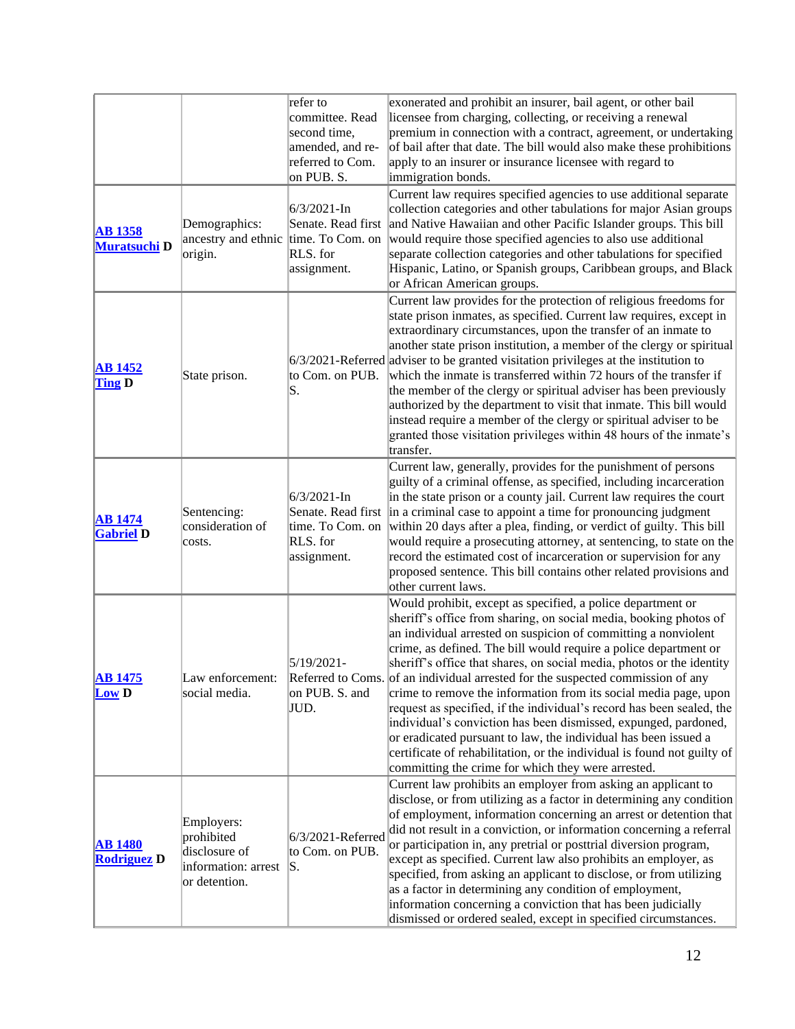| | | | |
|---|---|---|---|
| | | refer to committee. Read second time, amended, and re-referred to Com. on PUB. S. | exonerated and prohibit an insurer, bail agent, or other bail licensee from charging, collecting, or receiving a renewal premium in connection with a contract, agreement, or undertaking of bail after that date. The bill would also make these prohibitions apply to an insurer or insurance licensee with regard to immigration bonds. |
| [AB 1358](#) [Muratsuchi](#) **D** | Demographics: ancestry and ethnic origin. | 6/3/2021-In Senate. Read first time. To Com. on RLS. for assignment. | Current law requires specified agencies to use additional separate collection categories and other tabulations for major Asian groups and Native Hawaiian and other Pacific Islander groups. This bill would require those specified agencies to also use additional separate collection categories and other tabulations for specified Hispanic, Latino, or Spanish groups, Caribbean groups, and Black or African American groups. |
| [AB 1452](#) [Ting](#) **D** | State prison. | 6/3/2021-Referred to Com. on PUB. S. | Current law provides for the protection of religious freedoms for state prison inmates, as specified. Current law requires, except in extraordinary circumstances, upon the transfer of an inmate to another state prison institution, a member of the clergy or spiritual adviser to be granted visitation privileges at the institution to which the inmate is transferred within 72 hours of the transfer if the member of the clergy or spiritual adviser has been previously authorized by the department to visit that inmate. This bill would instead require a member of the clergy or spiritual adviser to be granted those visitation privileges within 48 hours of the inmate's transfer. |
| [AB 1474](#) [Gabriel](#) **D** | Sentencing: consideration of costs. | 6/3/2021-In Senate. Read first time. To Com. on RLS. for assignment. | Current law, generally, provides for the punishment of persons guilty of a criminal offense, as specified, including incarceration in the state prison or a county jail. Current law requires the court in a criminal case to appoint a time for pronouncing judgment within 20 days after a plea, finding, or verdict of guilty. This bill would require a prosecuting attorney, at sentencing, to state on the record the estimated cost of incarceration or supervision for any proposed sentence. This bill contains other related provisions and other current laws. |
| [AB 1475](#) [Low](#) **D** | Law enforcement: social media. | 5/19/2021-Referred to Coms. on PUB. S. and JUD. | Would prohibit, except as specified, a police department or sheriff's office from sharing, on social media, booking photos of an individual arrested on suspicion of committing a nonviolent crime, as defined. The bill would require a police department or sheriff's office that shares, on social media, photos or the identity of an individual arrested for the suspected commission of any crime to remove the information from its social media page, upon request as specified, if the individual's record has been sealed, the individual's conviction has been dismissed, expunged, pardoned, or eradicated pursuant to law, the individual has been issued a certificate of rehabilitation, or the individual is found not guilty of committing the crime for which they were arrested. |
| [AB 1480](#) [Rodriguez](#) **D** | Employers: prohibited disclosure of information: arrest or detention. | 6/3/2021-Referred to Com. on PUB. S. | Current law prohibits an employer from asking an applicant to disclose, or from utilizing as a factor in determining any condition of employment, information concerning an arrest or detention that did not result in a conviction, or information concerning a referral or participation in, any pretrial or posttrial diversion program, except as specified. Current law also prohibits an employer, as specified, from asking an applicant to disclose, or from utilizing as a factor in determining any condition of employment, information concerning a conviction that has been judicially dismissed or ordered sealed, except in specified circumstances. |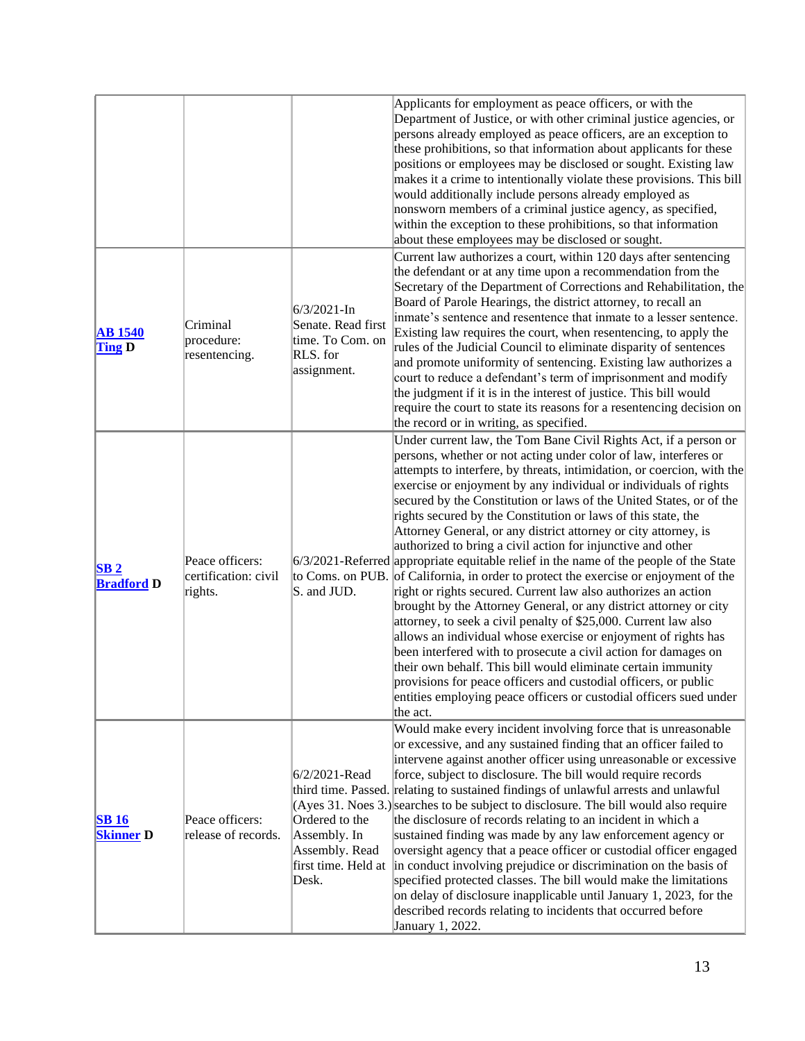| | | | |
|---|---|---|---|
| | | | Applicants for employment as peace officers, or with the Department of Justice, or with other criminal justice agencies, or persons already employed as peace officers, are an exception to these prohibitions, so that information about applicants for these positions or employees may be disclosed or sought. Existing law makes it a crime to intentionally violate these provisions. This bill would additionally include persons already employed as nonsworn members of a criminal justice agency, as specified, within the exception to these prohibitions, so that information about these employees may be disclosed or sought. |
| **AB 1540** **Ting D** | Criminal procedure: resentencing. | 6/3/2021-In Senate. Read first time. To Com. on RLS. for assignment. | Current law authorizes a court, within 120 days after sentencing the defendant or at any time upon a recommendation from the Secretary of the Department of Corrections and Rehabilitation, the Board of Parole Hearings, the district attorney, to recall an inmate's sentence and resentence that inmate to a lesser sentence. Existing law requires the court, when resentencing, to apply the rules of the Judicial Council to eliminate disparity of sentences and promote uniformity of sentencing. Existing law authorizes a court to reduce a defendant's term of imprisonment and modify the judgment if it is in the interest of justice. This bill would require the court to state its reasons for a resentencing decision on the record or in writing, as specified. |
| **SB 2** **Bradford D** | Peace officers: certification: civil rights. | 6/3/2021-Referred to Coms. on PUB. S. and JUD. | Under current law, the Tom Bane Civil Rights Act, if a person or persons, whether or not acting under color of law, interferes or attempts to interfere, by threats, intimidation, or coercion, with the exercise or enjoyment by any individual or individuals of rights secured by the Constitution or laws of the United States, or of the rights secured by the Constitution or laws of this state, the Attorney General, or any district attorney or city attorney, is authorized to bring a civil action for injunctive and other appropriate equitable relief in the name of the people of the State of California, in order to protect the exercise or enjoyment of the right or rights secured. Current law also authorizes an action brought by the Attorney General, or any district attorney or city attorney, to seek a civil penalty of $25,000. Current law also allows an individual whose exercise or enjoyment of rights has been interfered with to prosecute a civil action for damages on their own behalf. This bill would eliminate certain immunity provisions for peace officers and custodial officers, or public entities employing peace officers or custodial officers sued under the act. |
| **SB 16** **Skinner D** | Peace officers: release of records. | 6/2/2021-Read third time. Passed. (Ayes 31. Noes 3.) Ordered to the Assembly. In Assembly. Read first time. Held at Desk. | Would make every incident involving force that is unreasonable or excessive, and any sustained finding that an officer failed to intervene against another officer using unreasonable or excessive force, subject to disclosure. The bill would require records relating to sustained findings of unlawful arrests and unlawful searches to be subject to disclosure. The bill would also require the disclosure of records relating to an incident in which a sustained finding was made by any law enforcement agency or oversight agency that a peace officer or custodial officer engaged in conduct involving prejudice or discrimination on the basis of specified protected classes. The bill would make the limitations on delay of disclosure inapplicable until January 1, 2023, for the described records relating to incidents that occurred before January 1, 2022. |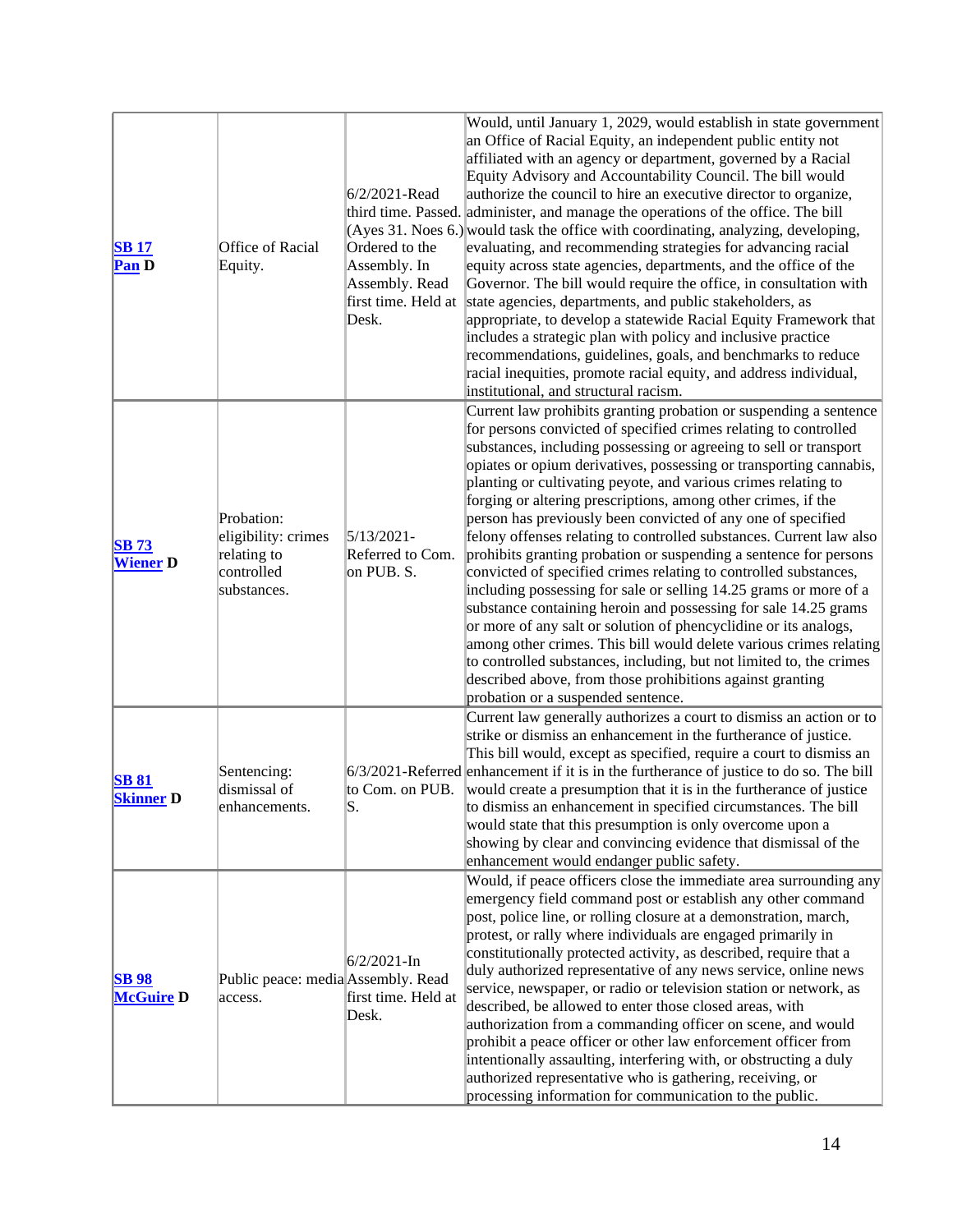| | | | |
|---|---|---|---|
| **SB 17 Pan D** | Office of Racial Equity. | 6/2/2021-Read third time. Passed. (Ayes 31. Noes 6.) Ordered to the Assembly. In Assembly. Read first time. Held at Desk. | Would, until January 1, 2029, would establish in state government an Office of Racial Equity, an independent public entity not affiliated with an agency or department, governed by a Racial Equity Advisory and Accountability Council. The bill would authorize the council to hire an executive director to organize, administer, and manage the operations of the office. The bill would task the office with coordinating, analyzing, developing, evaluating, and recommending strategies for advancing racial equity across state agencies, departments, and the office of the Governor. The bill would require the office, in consultation with state agencies, departments, and public stakeholders, as appropriate, to develop a statewide Racial Equity Framework that includes a strategic plan with policy and inclusive practice recommendations, guidelines, goals, and benchmarks to reduce racial inequities, promote racial equity, and address individual, institutional, and structural racism. |
| **SB 73 Wiener D** | Probation: eligibility: crimes relating to controlled substances. | 5/13/2021-Referred to Com. on PUB. S. | Current law prohibits granting probation or suspending a sentence for persons convicted of specified crimes relating to controlled substances, including possessing or agreeing to sell or transport opiates or opium derivatives, possessing or transporting cannabis, planting or cultivating peyote, and various crimes relating to forging or altering prescriptions, among other crimes, if the person has previously been convicted of any one of specified felony offenses relating to controlled substances. Current law also prohibits granting probation or suspending a sentence for persons convicted of specified crimes relating to controlled substances, including possessing for sale or selling 14.25 grams or more of a substance containing heroin and possessing for sale 14.25 grams or more of any salt or solution of phencyclidine or its analogs, among other crimes. This bill would delete various crimes relating to controlled substances, including, but not limited to, the crimes described above, from those prohibitions against granting probation or a suspended sentence. |
| **SB 81 Skinner D** | Sentencing: dismissal of enhancements. | 6/3/2021-Referred to Com. on PUB. S. | Current law generally authorizes a court to dismiss an action or to strike or dismiss an enhancement in the furtherance of justice. This bill would, except as specified, require a court to dismiss an enhancement if it is in the furtherance of justice to do so. The bill would create a presumption that it is in the furtherance of justice to dismiss an enhancement in specified circumstances. The bill would state that this presumption is only overcome upon a showing by clear and convincing evidence that dismissal of the enhancement would endanger public safety. |
| **SB 98 McGuire D** | Public peace: media access. | 6/2/2021-In Assembly. Read first time. Held at Desk. | Would, if peace officers close the immediate area surrounding any emergency field command post or establish any other command post, police line, or rolling closure at a demonstration, march, protest, or rally where individuals are engaged primarily in constitutionally protected activity, as described, require that a duly authorized representative of any news service, online news service, newspaper, or radio or television station or network, as described, be allowed to enter those closed areas, with authorization from a commanding officer on scene, and would prohibit a peace officer or other law enforcement officer from intentionally assaulting, interfering with, or obstructing a duly authorized representative who is gathering, receiving, or processing information for communication to the public. |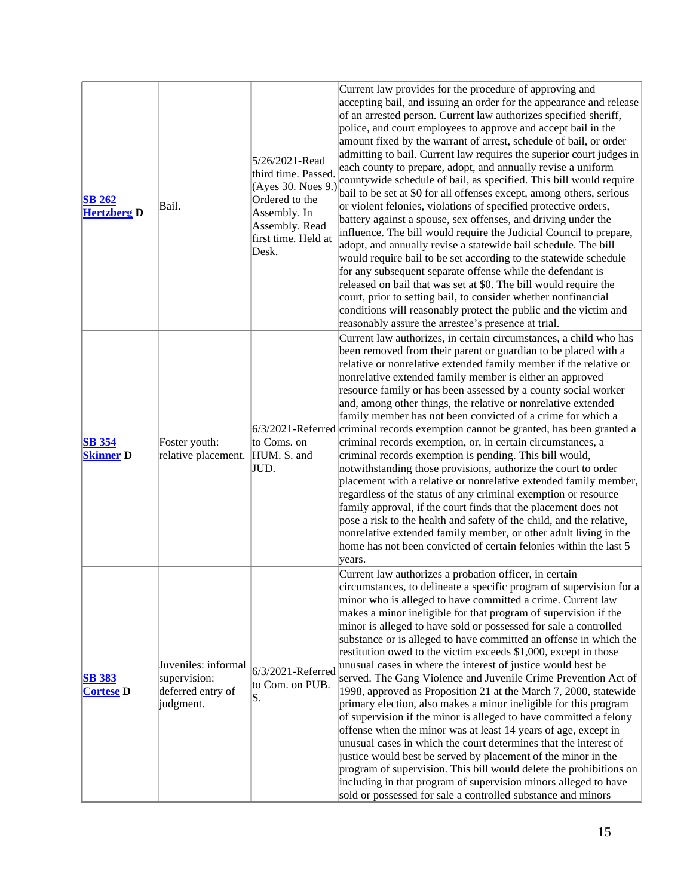| | | | |
|---|---|---|---|
| **SB 262 Hertzberg D** | Bail. | 5/26/2021-Read third time. Passed. (Ayes 30. Noes 9.) Ordered to the Assembly. In Assembly. Read first time. Held at Desk. | Current law provides for the procedure of approving and accepting bail, and issuing an order for the appearance and release of an arrested person. Current law authorizes specified sheriff, police, and court employees to approve and accept bail in the amount fixed by the warrant of arrest, schedule of bail, or order admitting to bail. Current law requires the superior court judges in each county to prepare, adopt, and annually revise a uniform countywide schedule of bail, as specified. This bill would require bail to be set at $0 for all offenses except, among others, serious or violent felonies, violations of specified protective orders, battery against a spouse, sex offenses, and driving under the influence. The bill would require the Judicial Council to prepare, adopt, and annually revise a statewide bail schedule. The bill would require bail to be set according to the statewide schedule for any subsequent separate offense while the defendant is released on bail that was set at $0. The bill would require the court, prior to setting bail, to consider whether nonfinancial conditions will reasonably protect the public and the victim and reasonably assure the arrestee's presence at trial. |
| **SB 354 Skinner D** | Foster youth: relative placement. | 6/3/2021-Referred to Coms. on HUM. S. and JUD. | Current law authorizes, in certain circumstances, a child who has been removed from their parent or guardian to be placed with a relative or nonrelative extended family member if the relative or nonrelative extended family member is either an approved resource family or has been assessed by a county social worker and, among other things, the relative or nonrelative extended family member has not been convicted of a crime for which a criminal records exemption cannot be granted, has been granted a criminal records exemption, or, in certain circumstances, a criminal records exemption is pending. This bill would, notwithstanding those provisions, authorize the court to order placement with a relative or nonrelative extended family member, regardless of the status of any criminal exemption or resource family approval, if the court finds that the placement does not pose a risk to the health and safety of the child, and the relative, nonrelative extended family member, or other adult living in the home has not been convicted of certain felonies within the last 5 years. |
| **SB 383 Cortese D** | Juveniles: informal supervision: deferred entry of judgment. | 6/3/2021-Referred to Com. on PUB. S. | Current law authorizes a probation officer, in certain circumstances, to delineate a specific program of supervision for a minor who is alleged to have committed a crime. Current law makes a minor ineligible for that program of supervision if the minor is alleged to have sold or possessed for sale a controlled substance or is alleged to have committed an offense in which the restitution owed to the victim exceeds $1,000, except in those unusual cases in where the interest of justice would best be served. The Gang Violence and Juvenile Crime Prevention Act of 1998, approved as Proposition 21 at the March 7, 2000, statewide primary election, also makes a minor ineligible for this program of supervision if the minor is alleged to have committed a felony offense when the minor was at least 14 years of age, except in unusual cases in which the court determines that the interest of justice would best be served by placement of the minor in the program of supervision. This bill would delete the prohibitions on including in that program of supervision minors alleged to have sold or possessed for sale a controlled substance and minors |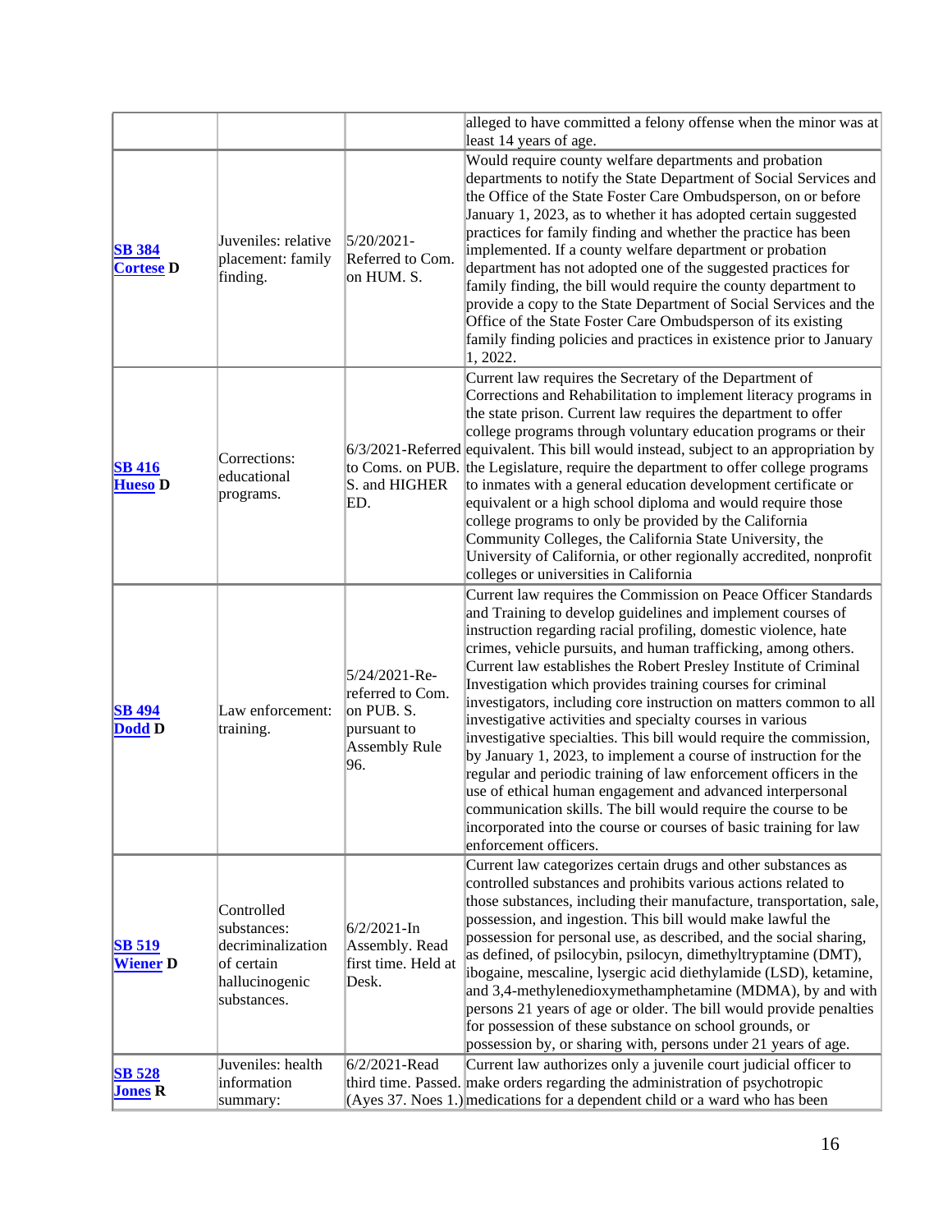| | | | |
|---|---|---|---|
| | | | alleged to have committed a felony offense when the minor was at least 14 years of age. |
| **SB 384** **Cortese D** | Juveniles: relative placement: family finding. | 5/20/2021-Referred to Com. on HUM. S. | Would require county welfare departments and probation departments to notify the State Department of Social Services and the Office of the State Foster Care Ombudsperson, on or before January 1, 2023, as to whether it has adopted certain suggested practices for family finding and whether the practice has been implemented. If a county welfare department or probation department has not adopted one of the suggested practices for family finding, the bill would require the county department to provide a copy to the State Department of Social Services and the Office of the State Foster Care Ombudsperson of its existing family finding policies and practices in existence prior to January 1, 2022. |
| **SB 416** **Hueso D** | Corrections: educational programs. | 6/3/2021-Referred to Coms. on PUB. S. and HIGHER ED. | Current law requires the Secretary of the Department of Corrections and Rehabilitation to implement literacy programs in the state prison. Current law requires the department to offer college programs through voluntary education programs or their equivalent. This bill would instead, subject to an appropriation by the Legislature, require the department to offer college programs to inmates with a general education development certificate or equivalent or a high school diploma and would require those college programs to only be provided by the California Community Colleges, the California State University, the University of California, or other regionally accredited, nonprofit colleges or universities in California |
| **SB 494** **Dodd D** | Law enforcement: training. | 5/24/2021-Re-referred to Com. on PUB. S. pursuant to Assembly Rule 96. | Current law requires the Commission on Peace Officer Standards and Training to develop guidelines and implement courses of instruction regarding racial profiling, domestic violence, hate crimes, vehicle pursuits, and human trafficking, among others. Current law establishes the Robert Presley Institute of Criminal Investigation which provides training courses for criminal investigators, including core instruction on matters common to all investigative activities and specialty courses in various investigative specialties. This bill would require the commission, by January 1, 2023, to implement a course of instruction for the regular and periodic training of law enforcement officers in the use of ethical human engagement and advanced interpersonal communication skills. The bill would require the course to be incorporated into the course or courses of basic training for law enforcement officers. |
| **SB 519** **Wiener D** | Controlled substances: decriminalization of certain hallucinogenic substances. | 6/2/2021-In Assembly. Read first time. Held at Desk. | Current law categorizes certain drugs and other substances as controlled substances and prohibits various actions related to those substances, including their manufacture, transportation, sale, possession, and ingestion. This bill would make lawful the possession for personal use, as described, and the social sharing, as defined, of psilocybin, psilocyn, dimethyltryptamine (DMT), ibogaine, mescaline, lysergic acid diethylamide (LSD), ketamine, and 3,4-methylenedioxymethamphetamine (MDMA), by and with persons 21 years of age or older. The bill would provide penalties for possession of these substance on school grounds, or possession by, or sharing with, persons under 21 years of age. |
| **SB 528** **Jones R** | Juveniles: health information summary: | 6/2/2021-Read third time. Passed. (Ayes 37. Noes 1.) | Current law authorizes only a juvenile court judicial officer to make orders regarding the administration of psychotropic medications for a dependent child or a ward who has been |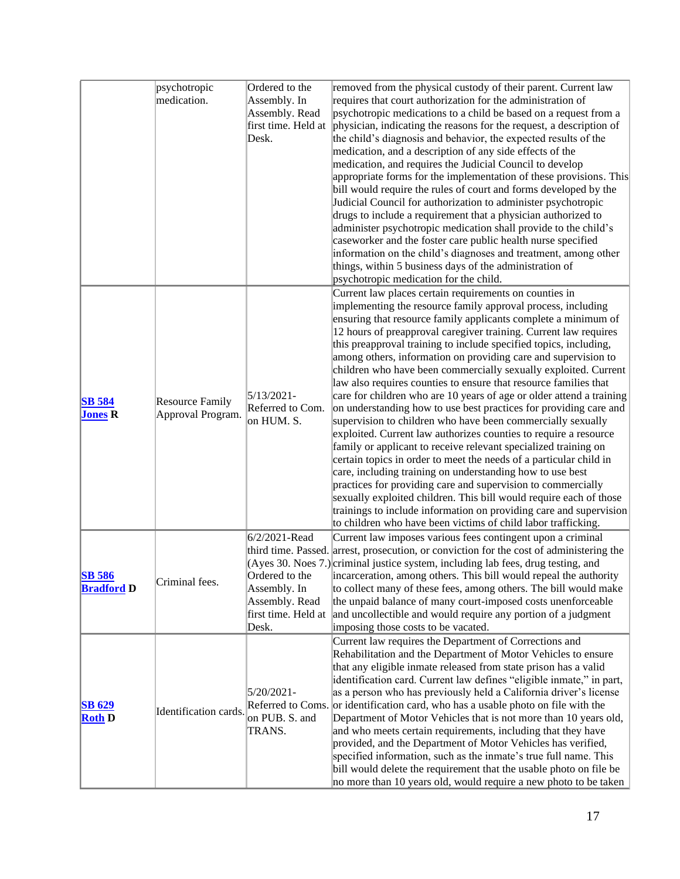| | | | |
|---|---|---|---|
| | psychotropic medication. | Ordered to the Assembly. In Assembly. Read first time. Held at Desk. | removed from the physical custody of their parent. Current law requires that court authorization for the administration of psychotropic medications to a child be based on a request from a physician, indicating the reasons for the request, a description of the child's diagnosis and behavior, the expected results of the medication, and a description of any side effects of the medication, and requires the Judicial Council to develop appropriate forms for the implementation of these provisions. This bill would require the rules of court and forms developed by the Judicial Council for authorization to administer psychotropic drugs to include a requirement that a physician authorized to administer psychotropic medication shall provide to the child's caseworker and the foster care public health nurse specified information on the child's diagnoses and treatment, among other things, within 5 business days of the administration of psychotropic medication for the child. |
| **SB 584** **Jones R** | Resource Family Approval Program. | 5/13/2021-Referred to Com. on HUM. S. | Current law places certain requirements on counties in implementing the resource family approval process, including ensuring that resource family applicants complete a minimum of 12 hours of preapproval caregiver training. Current law requires this preapproval training to include specified topics, including, among others, information on providing care and supervision to children who have been commercially sexually exploited. Current law also requires counties to ensure that resource families that care for children who are 10 years of age or older attend a training on understanding how to use best practices for providing care and supervision to children who have been commercially sexually exploited. Current law authorizes counties to require a resource family or applicant to receive relevant specialized training on certain topics in order to meet the needs of a particular child in care, including training on understanding how to use best practices for providing care and supervision to commercially sexually exploited children. This bill would require each of those trainings to include information on providing care and supervision to children who have been victims of child labor trafficking. |
| **SB 586** **Bradford D** | Criminal fees. | 6/2/2021-Read third time. Passed. (Ayes 30. Noes 7.) Ordered to the Assembly. In Assembly. Read first time. Held at Desk. | Current law imposes various fees contingent upon a criminal arrest, prosecution, or conviction for the cost of administering the criminal justice system, including lab fees, drug testing, and incarceration, among others. This bill would repeal the authority to collect many of these fees, among others. The bill would make the unpaid balance of many court-imposed costs unenforceable and uncollectible and would require any portion of a judgment imposing those costs to be vacated. |
| **SB 629** **Roth D** | Identification cards. | 5/20/2021-Referred to Coms. on PUB. S. and TRANS. | Current law requires the Department of Corrections and Rehabilitation and the Department of Motor Vehicles to ensure that any eligible inmate released from state prison has a valid identification card. Current law defines "eligible inmate," in part, as a person who has previously held a California driver's license or identification card, who has a usable photo on file with the Department of Motor Vehicles that is not more than 10 years old, and who meets certain requirements, including that they have provided, and the Department of Motor Vehicles has verified, specified information, such as the inmate's true full name. This bill would delete the requirement that the usable photo on file be no more than 10 years old, would require a new photo to be taken |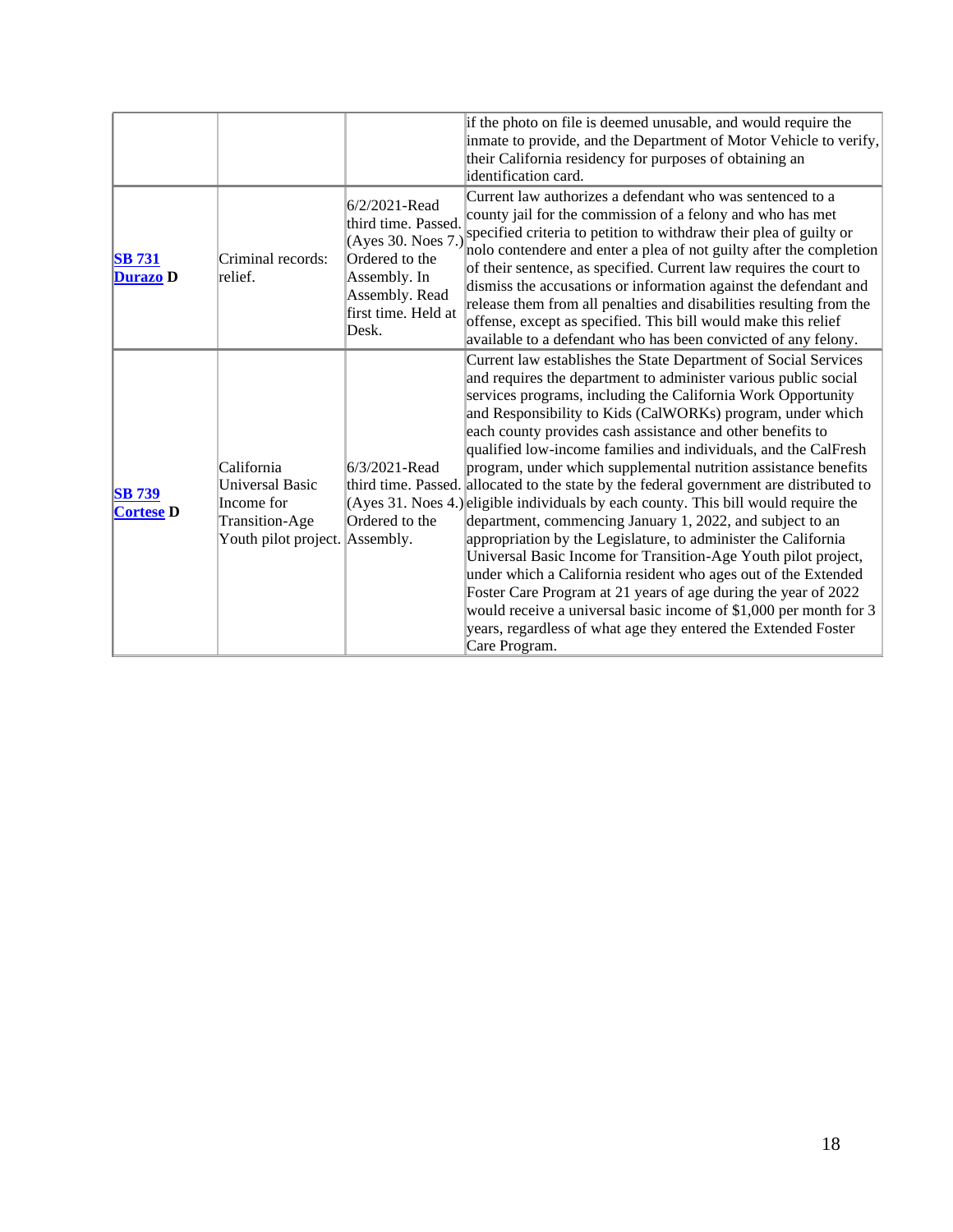| | | | |
|---|---|---|---|
| | | | if the photo on file is deemed unusable, and would require the inmate to provide, and the Department of Motor Vehicle to verify, their California residency for purposes of obtaining an identification card. |
| **SB 731 Durazo D** | Criminal records: relief. | 6/2/2021-Read third time. Passed. (Ayes 30. Noes 7.) Ordered to the Assembly. In Assembly. Read first time. Held at Desk. | Current law authorizes a defendant who was sentenced to a county jail for the commission of a felony and who has met specified criteria to petition to withdraw their plea of guilty or nolo contendere and enter a plea of not guilty after the completion of their sentence, as specified. Current law requires the court to dismiss the accusations or information against the defendant and release them from all penalties and disabilities resulting from the offense, except as specified. This bill would make this relief available to a defendant who has been convicted of any felony. |
| **SB 739 Cortese D** | California Universal Basic Income for Transition-Age Youth pilot project. | 6/3/2021-Read third time. Passed. (Ayes 31. Noes 4.) Ordered to the Assembly. | Current law establishes the State Department of Social Services and requires the department to administer various public social services programs, including the California Work Opportunity and Responsibility to Kids (CalWORKs) program, under which each county provides cash assistance and other benefits to qualified low-income families and individuals, and the CalFresh program, under which supplemental nutrition assistance benefits allocated to the state by the federal government are distributed to eligible individuals by each county. This bill would require the department, commencing January 1, 2022, and subject to an appropriation by the Legislature, to administer the California Universal Basic Income for Transition-Age Youth pilot project, under which a California resident who ages out of the Extended Foster Care Program at 21 years of age during the year of 2022 would receive a universal basic income of $1,000 per month for 3 years, regardless of what age they entered the Extended Foster Care Program. |